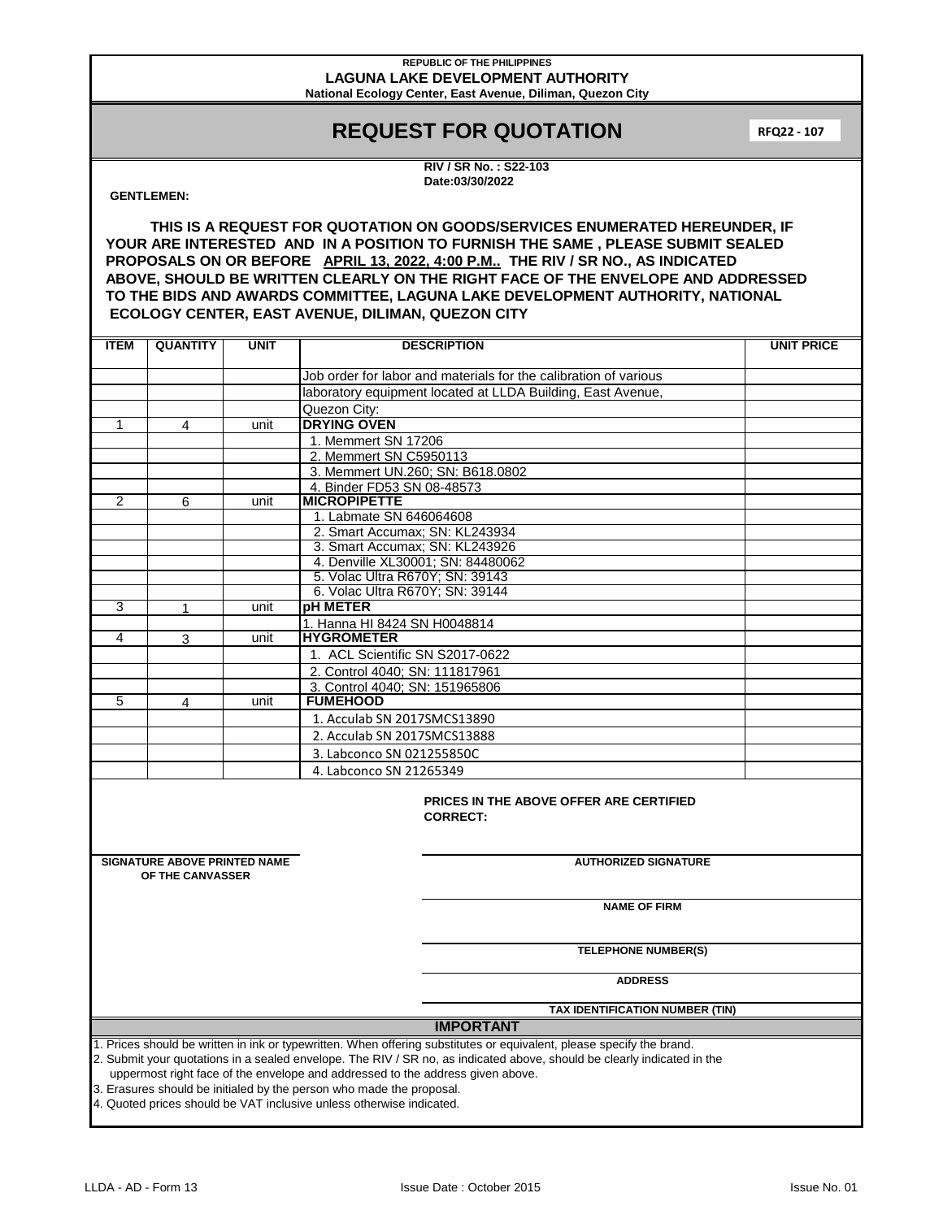REPUBLIC OF THE PHILIPPINES

**LAGUNA LAKE DEVELOPMENT AUTHORITY**

National Ecology Center, East Avenue, Diliman, Quezon City

# REQUEST FOR QUOTATION

**RFQ22 - 107**

**RIV / SR No. : S22-103**
**Date:03/30/2022**

**GENTLEMEN:**

**THIS IS A REQUEST FOR QUOTATION ON GOODS/SERVICES ENUMERATED HEREUNDER, IF YOUR ARE INTERESTED AND IN A POSITION TO FURNISH THE SAME , PLEASE SUBMIT SEALED PROPOSALS ON OR BEFORE APRIL 13, 2022, 4:00 P.M.. THE RIV / SR NO., AS INDICATED ABOVE, SHOULD BE WRITTEN CLEARLY ON THE RIGHT FACE OF THE ENVELOPE AND ADDRESSED TO THE BIDS AND AWARDS COMMITTEE, LAGUNA LAKE DEVELOPMENT AUTHORITY, NATIONAL ECOLOGY CENTER, EAST AVENUE, DILIMAN, QUEZON CITY**

| ITEM | QUANTITY | UNIT | DESCRIPTION | UNIT PRICE |
|---|---|---|---|---|
| | | | Job order for labor and materials for the calibration of various | |
| | | | laboratory equipment located at LLDA Building, East Avenue, | |
| | | | Quezon City: | |
| 1 | 4 | unit | **DRYING OVEN** | |
| | | | 1. Memmert SN 17206 | |
| | | | 2. Memmert SN C5950113 | |
| | | | 3. Memmert UN.260; SN: B618.0802 | |
| | | | 4. Binder FD53 SN 08-48573 | |
| 2 | 6 | unit | **MICROPIPETTE** | |
| | | | 1. Labmate SN 646064608 | |
| | | | 2. Smart Accumax; SN: KL243934 | |
| | | | 3. Smart Accumax; SN: KL243926 | |
| | | | 4. Denville XL30001; SN: 84480062 | |
| | | | 5. Volac Ultra R670Y; SN: 39143 | |
| | | | 6. Volac Ultra R670Y; SN: 39144 | |
| 3 | 1 | unit | **pH METER** | |
| | | | 1. Hanna HI 8424 SN H0048814 | |
| 4 | 3 | unit | **HYGROMETER** | |
| | | | 1. ACL Scientific SN S2017-0622 | |
| | | | 2. Control 4040; SN: 111817961 | |
| | | | 3. Control 4040; SN: 151965806 | |
| 5 | 4 | unit | **FUMEHOOD** | |
| | | | 1. Acculab SN 2017SMCS13890 | |
| | | | 2. Acculab SN 2017SMCS13888 | |
| | | | 3. Labconco SN 021255850C | |
| | | | 4. Labconco SN 21265349 | |

**PRICES IN THE ABOVE OFFER ARE CERTIFIED CORRECT:**

**SIGNATURE ABOVE PRINTED NAME OF THE CANVASSER**

**AUTHORIZED SIGNATURE**

**NAME OF FIRM**

**TELEPHONE NUMBER(S)**

**ADDRESS**

**TAX IDENTIFICATION NUMBER (TIN)**

## IMPORTANT

1. Prices should be written in ink or typewritten. When offering substitutes or equivalent, please specify the brand.
2. Submit your quotations in a sealed envelope. The RIV / SR no, as indicated above, should be clearly indicated in the uppermost right face of the envelope and addressed to the address given above.
3. Erasures should be initialed by the person who made the proposal.
4. Quoted prices should be VAT inclusive unless otherwise indicated.

LLDA - AD - Form 13 | Issue Date : October 2015 | Issue No. 01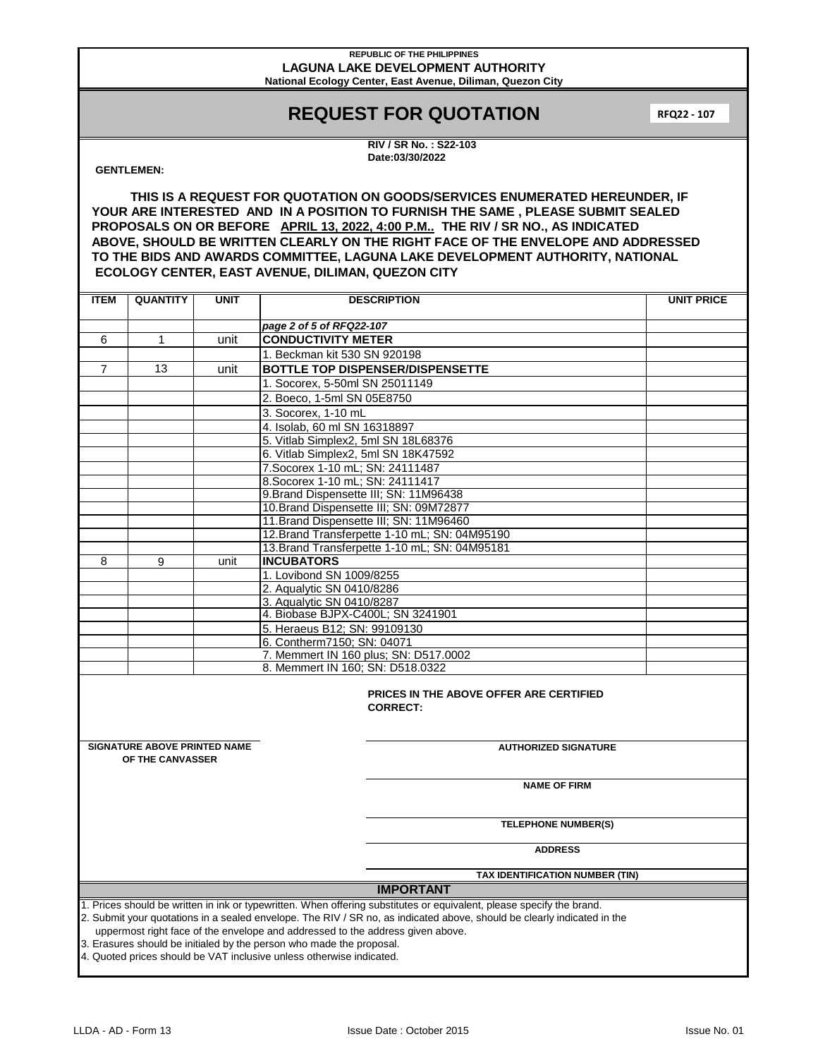REPUBLIC OF THE PHILIPPINES
**LAGUNA LAKE DEVELOPMENT AUTHORITY**
National Ecology Center, East Avenue, Diliman, Quezon City

# REQUEST FOR QUOTATION

**RFQ22 - 107**

**RIV / SR No. : S22-103**
**Date:03/30/2022**

**GENTLEMEN:**

**THIS IS A REQUEST FOR QUOTATION ON GOODS/SERVICES ENUMERATED HEREUNDER, IF YOUR ARE INTERESTED AND IN A POSITION TO FURNISH THE SAME , PLEASE SUBMIT SEALED PROPOSALS ON OR BEFORE APRIL 13, 2022, 4:00 P.M.. THE RIV / SR NO., AS INDICATED ABOVE, SHOULD BE WRITTEN CLEARLY ON THE RIGHT FACE OF THE ENVELOPE AND ADDRESSED TO THE BIDS AND AWARDS COMMITTEE, LAGUNA LAKE DEVELOPMENT AUTHORITY, NATIONAL ECOLOGY CENTER, EAST AVENUE, DILIMAN, QUEZON CITY**

| ITEM | QUANTITY | UNIT | DESCRIPTION | UNIT PRICE |
|---|---|---|---|---|
| | | | *page 2 of 5 of RFQ22-107* | |
| 6 | 1 | unit | **CONDUCTIVITY METER** | |
| | | | 1. Beckman kit 530 SN 920198 | |
| 7 | 13 | unit | **BOTTLE TOP DISPENSER/DISPENSETTE** | |
| | | | 1. Socorex, 5-50ml SN 25011149 | |
| | | | 2. Boeco, 1-5ml SN 05E8750 | |
| | | | 3. Socorex, 1-10 mL | |
| | | | 4. Isolab, 60 ml SN 16318897 | |
| | | | 5. Vitlab Simplex2, 5ml SN 18L68376 | |
| | | | 6. Vitlab Simplex2, 5ml SN 18K47592 | |
| | | | 7.Socorex 1-10 mL; SN: 24111487 | |
| | | | 8.Socorex 1-10 mL; SN: 24111417 | |
| | | | 9.Brand Dispensette III; SN: 11M96438 | |
| | | | 10.Brand Dispensette III; SN: 09M72877 | |
| | | | 11.Brand Dispensette III; SN: 11M96460 | |
| | | | 12.Brand Transferpette 1-10 mL; SN: 04M95190 | |
| | | | 13.Brand Transferpette 1-10 mL; SN: 04M95181 | |
| 8 | 9 | unit | **INCUBATORS** | |
| | | | 1. Lovibond SN 1009/8255 | |
| | | | 2. Aqualytic SN 0410/8286 | |
| | | | 3. Aqualytic SN 0410/8287 | |
| | | | 4. Biobase BJPX-C400L; SN 3241901 | |
| | | | 5. Heraeus B12; SN: 99109130 | |
| | | | 6. Contherm7150; SN: 04071 | |
| | | | 7. Memmert IN 160 plus; SN: D517.0002 | |
| | | | 8. Memmert IN 160; SN: D518.0322 | |

**PRICES IN THE ABOVE OFFER ARE CERTIFIED CORRECT:**

**SIGNATURE ABOVE PRINTED NAME OF THE CANVASSER**

**AUTHORIZED SIGNATURE**

**NAME OF FIRM**

**TELEPHONE NUMBER(S)**

**ADDRESS**

**TAX IDENTIFICATION NUMBER (TIN)**

## IMPORTANT

1. Prices should be written in ink or typewritten. When offering substitutes or equivalent, please specify the brand.
2. Submit your quotations in a sealed envelope. The RIV / SR no, as indicated above, should be clearly indicated in the uppermost right face of the envelope and addressed to the address given above.
3. Erasures should be initialed by the person who made the proposal.
4. Quoted prices should be VAT inclusive unless otherwise indicated.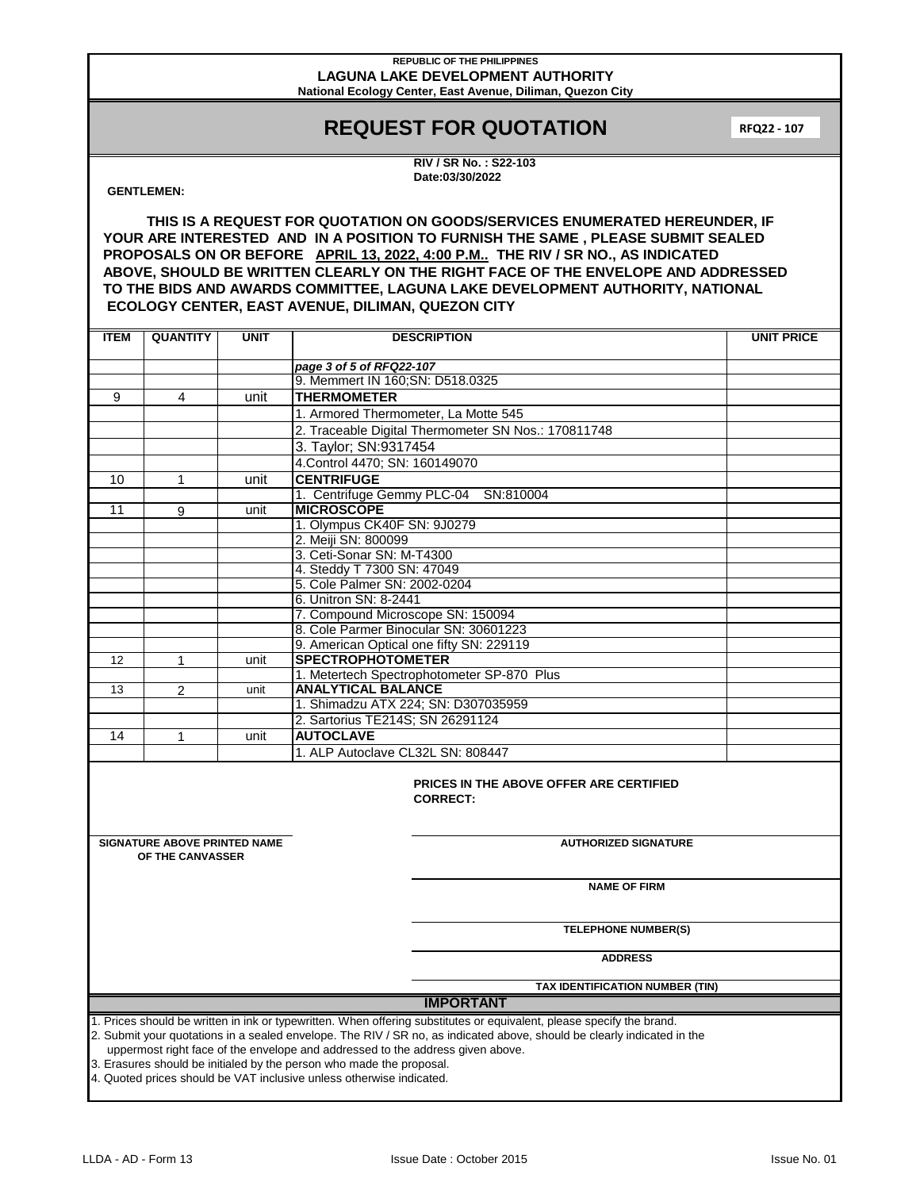REPUBLIC OF THE PHILIPPINES

**LAGUNA LAKE DEVELOPMENT AUTHORITY**

National Ecology Center, East Avenue, Diliman, Quezon City

# REQUEST FOR QUOTATION

**RFQ22 - 107**

**RIV / SR No. : S22-103**
**Date:03/30/2022**

**GENTLEMEN:**

**THIS IS A REQUEST FOR QUOTATION ON GOODS/SERVICES ENUMERATED HEREUNDER, IF YOUR ARE INTERESTED AND IN A POSITION TO FURNISH THE SAME , PLEASE SUBMIT SEALED PROPOSALS ON OR BEFORE <u>APRIL 13, 2022, 4:00 P.M..</u> THE RIV / SR NO., AS INDICATED ABOVE, SHOULD BE WRITTEN CLEARLY ON THE RIGHT FACE OF THE ENVELOPE AND ADDRESSED TO THE BIDS AND AWARDS COMMITTEE, LAGUNA LAKE DEVELOPMENT AUTHORITY, NATIONAL ECOLOGY CENTER, EAST AVENUE, DILIMAN, QUEZON CITY**

| ITEM | QUANTITY | UNIT | DESCRIPTION | UNIT PRICE |
|---|---|---|---|---|
| | | | *page 3 of 5 of RFQ22-107* | |
| | | | 9. Memmert IN 160;SN: D518.0325 | |
| 9 | 4 | unit | **THERMOMETER** | |
| | | | 1. Armored Thermometer, La Motte 545 | |
| | | | 2. Traceable Digital Thermometer SN Nos.: 170811748 | |
| | | | 3. Taylor; SN:9317454 | |
| | | | 4.Control 4470; SN: 160149070 | |
| 10 | 1 | unit | **CENTRIFUGE** | |
| | | | 1. Centrifuge Gemmy PLC-04 SN:810004 | |
| 11 | 9 | unit | **MICROSCOPE** | |
| | | | 1. Olympus CK40F SN: 9J0279 | |
| | | | 2. Meiji SN: 800099 | |
| | | | 3. Ceti-Sonar SN: M-T4300 | |
| | | | 4. Steddy T 7300 SN: 47049 | |
| | | | 5. Cole Palmer SN: 2002-0204 | |
| | | | 6. Unitron SN: 8-2441 | |
| | | | 7. Compound Microscope SN: 150094 | |
| | | | 8. Cole Parmer Binocular SN: 30601223 | |
| | | | 9. American Optical one fifty SN: 229119 | |
| 12 | 1 | unit | **SPECTROPHOTOMETER** | |
| | | | 1. Metertech Spectrophotometer SP-870 Plus | |
| 13 | 2 | unit | **ANALYTICAL BALANCE** | |
| | | | 1. Shimadzu ATX 224; SN: D307035959 | |
| | | | 2. Sartorius TE214S; SN 26291124 | |
| 14 | 1 | unit | **AUTOCLAVE** | |
| | | | 1. ALP Autoclave CL32L SN: 808447 | |

**PRICES IN THE ABOVE OFFER ARE CERTIFIED CORRECT:**

**SIGNATURE ABOVE PRINTED NAME OF THE CANVASSER**

**AUTHORIZED SIGNATURE**

**NAME OF FIRM**

**TELEPHONE NUMBER(S)**

**ADDRESS**

**TAX IDENTIFICATION NUMBER (TIN)**

## IMPORTANT

1. Prices should be written in ink or typewritten. When offering substitutes or equivalent, please specify the brand.
2. Submit your quotations in a sealed envelope. The RIV / SR no, as indicated above, should be clearly indicated in the uppermost right face of the envelope and addressed to the address given above.
3. Erasures should be initialed by the person who made the proposal.
4. Quoted prices should be VAT inclusive unless otherwise indicated.

LLDA - AD - Form 13 | Issue Date : October 2015 | Issue No. 01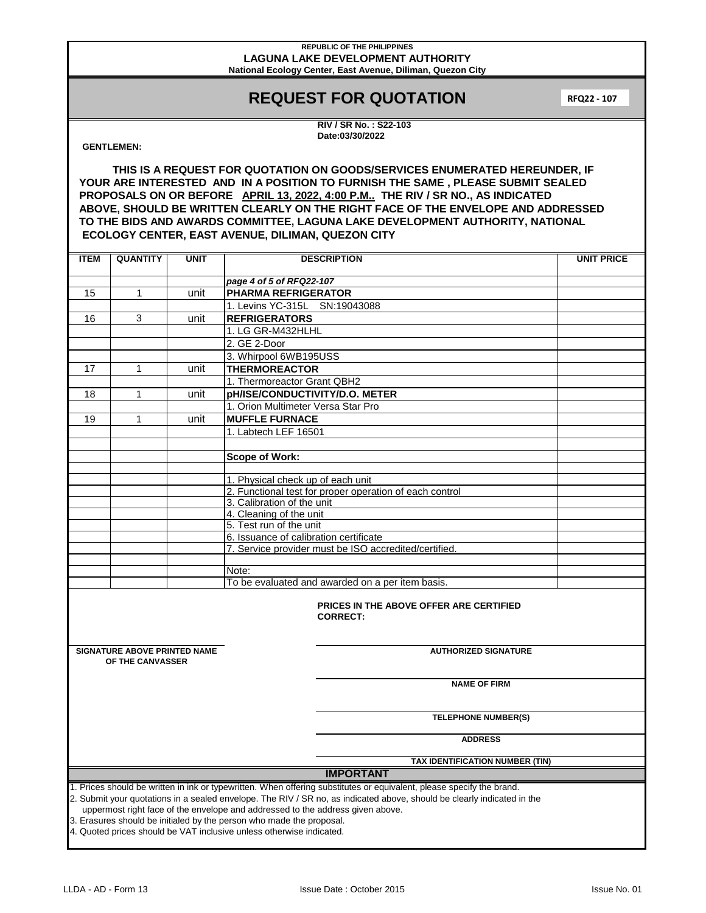REPUBLIC OF THE PHILIPPINES
**LAGUNA LAKE DEVELOPMENT AUTHORITY**
**National Ecology Center, East Avenue, Diliman, Quezon City**

# REQUEST FOR QUOTATION

**RFQ22 - 107**

**RIV / SR No. : S22-103**
**Date:03/30/2022**

**GENTLEMEN:**

**THIS IS A REQUEST FOR QUOTATION ON GOODS/SERVICES ENUMERATED HEREUNDER, IF YOUR ARE INTERESTED AND IN A POSITION TO FURNISH THE SAME , PLEASE SUBMIT SEALED PROPOSALS ON OR BEFORE APRIL 13, 2022, 4:00 P.M.. THE RIV / SR NO., AS INDICATED ABOVE, SHOULD BE WRITTEN CLEARLY ON THE RIGHT FACE OF THE ENVELOPE AND ADDRESSED TO THE BIDS AND AWARDS COMMITTEE, LAGUNA LAKE DEVELOPMENT AUTHORITY, NATIONAL ECOLOGY CENTER, EAST AVENUE, DILIMAN, QUEZON CITY**

| ITEM | QUANTITY | UNIT | DESCRIPTION | UNIT PRICE |
|---|---|---|---|---|
| | | | *page 4 of 5 of RFQ22-107* | |
| 15 | 1 | unit | **PHARMA REFRIGERATOR** | |
| | | | 1. Levins YC-315L SN:19043088 | |
| 16 | 3 | unit | **REFRIGERATORS** | |
| | | | 1. LG GR-M432HLHL | |
| | | | 2. GE 2-Door | |
| | | | 3. Whirpool 6WB195USS | |
| 17 | 1 | unit | **THERMOREACTOR** | |
| | | | 1. Thermoreactor Grant QBH2 | |
| 18 | 1 | unit | **pH/ISE/CONDUCTIVITY/D.O. METER** | |
| | | | 1. Orion Multimeter Versa Star Pro | |
| 19 | 1 | unit | **MUFFLE FURNACE** | |
| | | | 1. Labtech LEF 16501 | |
| | | | | |
| | | | **Scope of Work:** | |
| | | | | |
| | | | 1. Physical check up of each unit | |
| | | | 2. Functional test for proper operation of each control | |
| | | | 3. Calibration of the unit | |
| | | | 4. Cleaning of the unit | |
| | | | 5. Test run of the unit | |
| | | | 6. Issuance of calibration certificate | |
| | | | 7. Service provider must be ISO accredited/certified. | |
| | | | | |
| | | | Note: | |
| | | | To be evaluated and awarded on a per item basis. | |

**PRICES IN THE ABOVE OFFER ARE CERTIFIED CORRECT:**

**SIGNATURE ABOVE PRINTED NAME OF THE CANVASSER**

**AUTHORIZED SIGNATURE**

**NAME OF FIRM**

**TELEPHONE NUMBER(S)**

**ADDRESS**

**TAX IDENTIFICATION NUMBER (TIN)**

## IMPORTANT

1. Prices should be written in ink or typewritten. When offering substitutes or equivalent, please specify the brand.
2. Submit your quotations in a sealed envelope. The RIV / SR no, as indicated above, should be clearly indicated in the uppermost right face of the envelope and addressed to the address given above.
3. Erasures should be initialed by the person who made the proposal.
4. Quoted prices should be VAT inclusive unless otherwise indicated.

LLDA - AD - Form 13 | Issue Date : October 2015 | Issue No. 01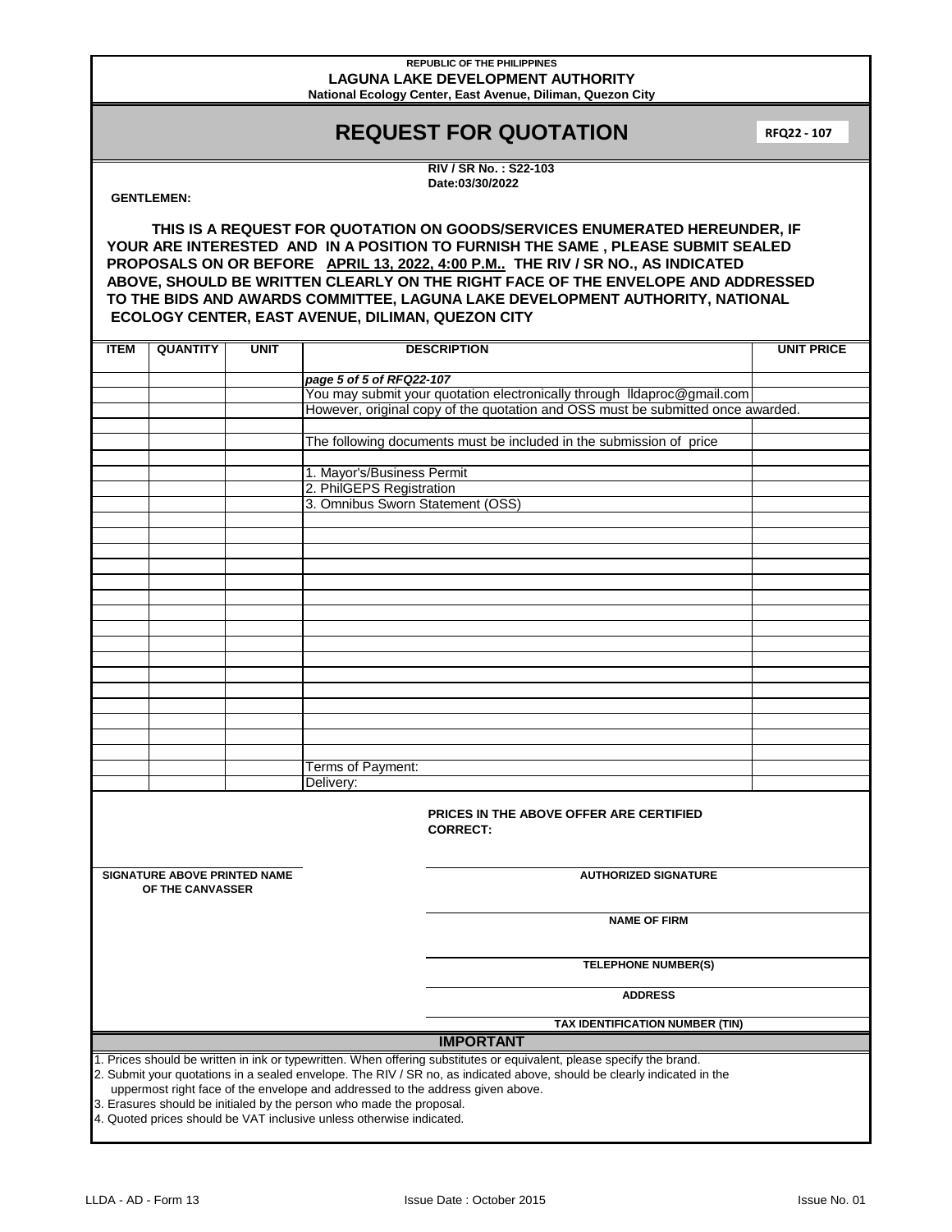REPUBLIC OF THE PHILIPPINES

**LAGUNA LAKE DEVELOPMENT AUTHORITY**

National Ecology Center, East Avenue, Diliman, Quezon City

# REQUEST FOR QUOTATION

**RFQ22 - 107**

**RIV / SR No. : S22-103**
**Date:03/30/2022**

**GENTLEMEN:**

**THIS IS A REQUEST FOR QUOTATION ON GOODS/SERVICES ENUMERATED HEREUNDER, IF YOUR ARE INTERESTED AND IN A POSITION TO FURNISH THE SAME , PLEASE SUBMIT SEALED PROPOSALS ON OR BEFORE APRIL 13, 2022, 4:00 P.M.. THE RIV / SR NO., AS INDICATED ABOVE, SHOULD BE WRITTEN CLEARLY ON THE RIGHT FACE OF THE ENVELOPE AND ADDRESSED TO THE BIDS AND AWARDS COMMITTEE, LAGUNA LAKE DEVELOPMENT AUTHORITY, NATIONAL ECOLOGY CENTER, EAST AVENUE, DILIMAN, QUEZON CITY**

| ITEM | QUANTITY | UNIT | DESCRIPTION | UNIT PRICE |
|---|---|---|---|---|
| | | | *page 5 of 5 of RFQ22-107* | |
| | | | You may submit your quotation electronically through lldaproc@gmail.com | |
| | | | However, original copy of the quotation and OSS must be submitted once awarded. | |
| | | | The following documents must be included in the submission of price | |
| | | | 1. Mayor's/Business Permit | |
| | | | 2. PhilGEPS Registration | |
| | | | 3. Omnibus Sworn Statement (OSS) | |
| | | | Terms of Payment: | |
| | | | Delivery: | |

**PRICES IN THE ABOVE OFFER ARE CERTIFIED CORRECT:**

**SIGNATURE ABOVE PRINTED NAME OF THE CANVASSER**

**AUTHORIZED SIGNATURE**

**NAME OF FIRM**

**TELEPHONE NUMBER(S)**

**ADDRESS**

**TAX IDENTIFICATION NUMBER (TIN)**

## IMPORTANT

1. Prices should be written in ink or typewritten. When offering substitutes or equivalent, please specify the brand.
2. Submit your quotations in a sealed envelope. The RIV / SR no, as indicated above, should be clearly indicated in the uppermost right face of the envelope and addressed to the address given above.
3. Erasures should be initialed by the person who made the proposal.
4. Quoted prices should be VAT inclusive unless otherwise indicated.

LLDA - AD - Form 13 Issue Date : October 2015 Issue No. 01